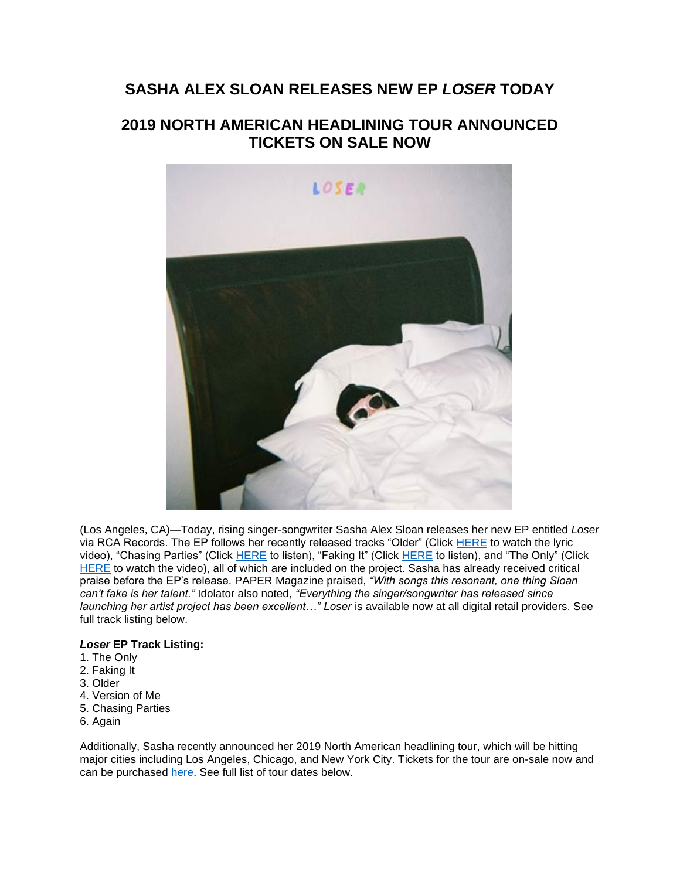# SASHA ALEX SLOAN RELEASES NEW EP *LOSER* TODAY

## 2019 NORTH AMERICAN HEADLINING TOUR ANNOUNCED TICKETS ON SALE NOW

(Los Angeles, CA)—Today, rising singer-songwriter Sasha Alex Sloan releases her new EP entitled *Loser* via RCA Records. The EP follows her recently released tracks "Older" (Click HERE to watch the lyric video), "Chasing Parties" (Click HERE to listen), "Faking It" (Click HERE to listen), and "The Only" (Click HERE to watch the video), all of which are included on the project. Sasha has already received critical praise before the EP's release. PAPER Magazine praised, *"With songs this resonant, one thing Sloan can't fake is her talent."* Idolator also noted, *"Everything the singer/songwriter has released since launching her artist project has been excellent…"* *Loser* is available now at all digital retail providers. See full track listing below.

***Loser* EP Track Listing:**
1. The Only
2. Faking It
3. Older
4. Version of Me
5. Chasing Parties
6. Again

Additionally, Sasha recently announced her 2019 North American headlining tour, which will be hitting major cities including Los Angeles, Chicago, and New York City. Tickets for the tour are on-sale now and can be purchased here. See full list of tour dates below.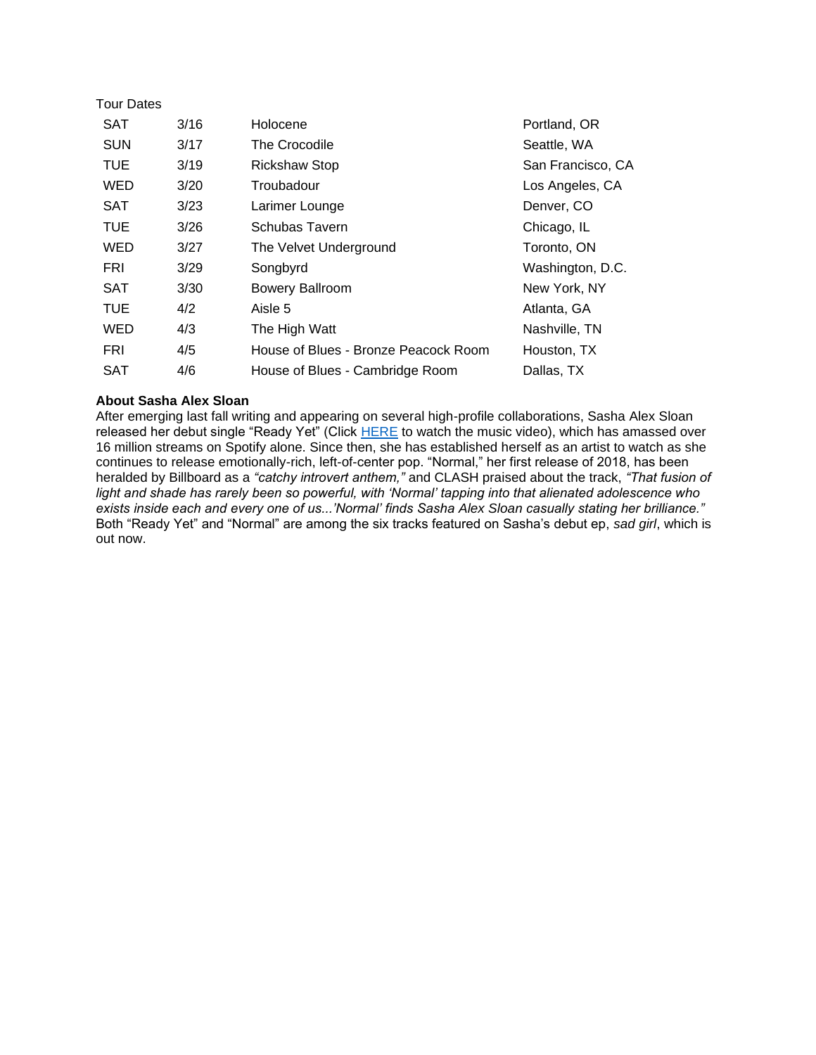Tour Dates

| | | | |
|---|---|---|---|
| SAT | 3/16 | Holocene | Portland, OR |
| SUN | 3/17 | The Crocodile | Seattle, WA |
| TUE | 3/19 | Rickshaw Stop | San Francisco, CA |
| WED | 3/20 | Troubadour | Los Angeles, CA |
| SAT | 3/23 | Larimer Lounge | Denver, CO |
| TUE | 3/26 | Schubas Tavern | Chicago, IL |
| WED | 3/27 | The Velvet Underground | Toronto, ON |
| FRI | 3/29 | Songbyrd | Washington, D.C. |
| SAT | 3/30 | Bowery Ballroom | New York, NY |
| TUE | 4/2 | Aisle 5 | Atlanta, GA |
| WED | 4/3 | The High Watt | Nashville, TN |
| FRI | 4/5 | House of Blues - Bronze Peacock Room | Houston, TX |
| SAT | 4/6 | House of Blues - Cambridge Room | Dallas, TX |

**About Sasha Alex Sloan**

After emerging last fall writing and appearing on several high-profile collaborations, Sasha Alex Sloan released her debut single "Ready Yet" (Click HERE to watch the music video), which has amassed over 16 million streams on Spotify alone. Since then, she has established herself as an artist to watch as she continues to release emotionally-rich, left-of-center pop. "Normal," her first release of 2018, has been heralded by Billboard as a *"catchy introvert anthem,"* and CLASH praised about the track, *"That fusion of light and shade has rarely been so powerful, with 'Normal' tapping into that alienated adolescence who exists inside each and every one of us...'Normal' finds Sasha Alex Sloan casually stating her brilliance."* Both "Ready Yet" and "Normal" are among the six tracks featured on Sasha's debut ep, *sad girl*, which is out now.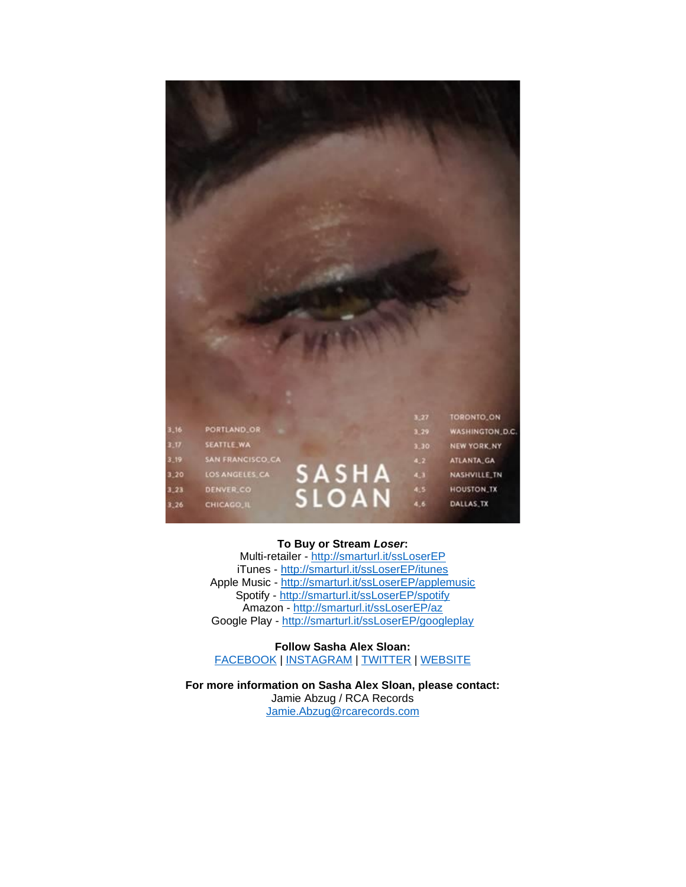SASHA SLOAN

3.16 PORTLAND_OR
3.17 SEATTLE_WA
3.19 SAN FRANCISCO_CA
3.20 LOS ANGELES_CA
3.23 DENVER_CO
3.26 CHICAGO_IL
3.27 TORONTO_ON
3.29 WASHINGTON_D.C.
3.30 NEW YORK_NY
4.2 ATLANTA_GA
4.3 NASHVILLE_TN
4.5 HOUSTON_TX
4.6 DALLAS_TX

**To Buy or Stream *Loser*:**

Multi-retailer - http://smarturl.it/ssLoserEP
iTunes - http://smarturl.it/ssLoserEP/itunes
Apple Music - http://smarturl.it/ssLoserEP/applemusic
Spotify - http://smarturl.it/ssLoserEP/spotify
Amazon - http://smarturl.it/ssLoserEP/az
Google Play - http://smarturl.it/ssLoserEP/googleplay

**Follow Sasha Alex Sloan:**

FACEBOOK | INSTAGRAM | TWITTER | WEBSITE

**For more information on Sasha Alex Sloan, please contact:**

Jamie Abzug / RCA Records
Jamie.Abzug@rcarecords.com